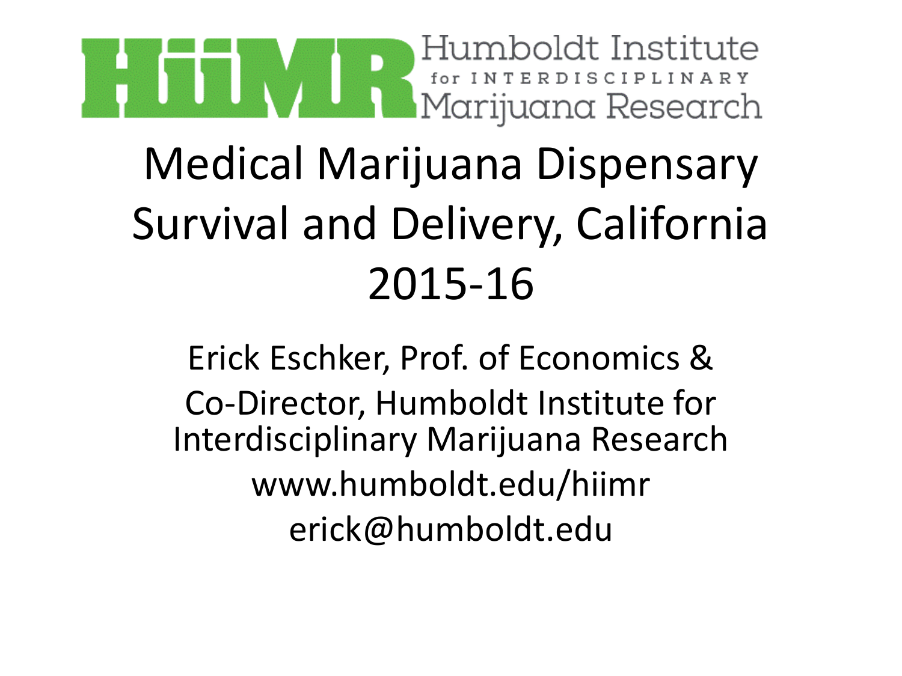HiiMR Humboldt Institute for INTERDISCIPLINARY Marijuana Research

# Medical Marijuana Dispensary Survival and Delivery, California 2015-16

Erick Eschker, Prof. of Economics & Co-Director, Humboldt Institute for Interdisciplinary Marijuana Research

www.humboldt.edu/hiimr

erick@humboldt.edu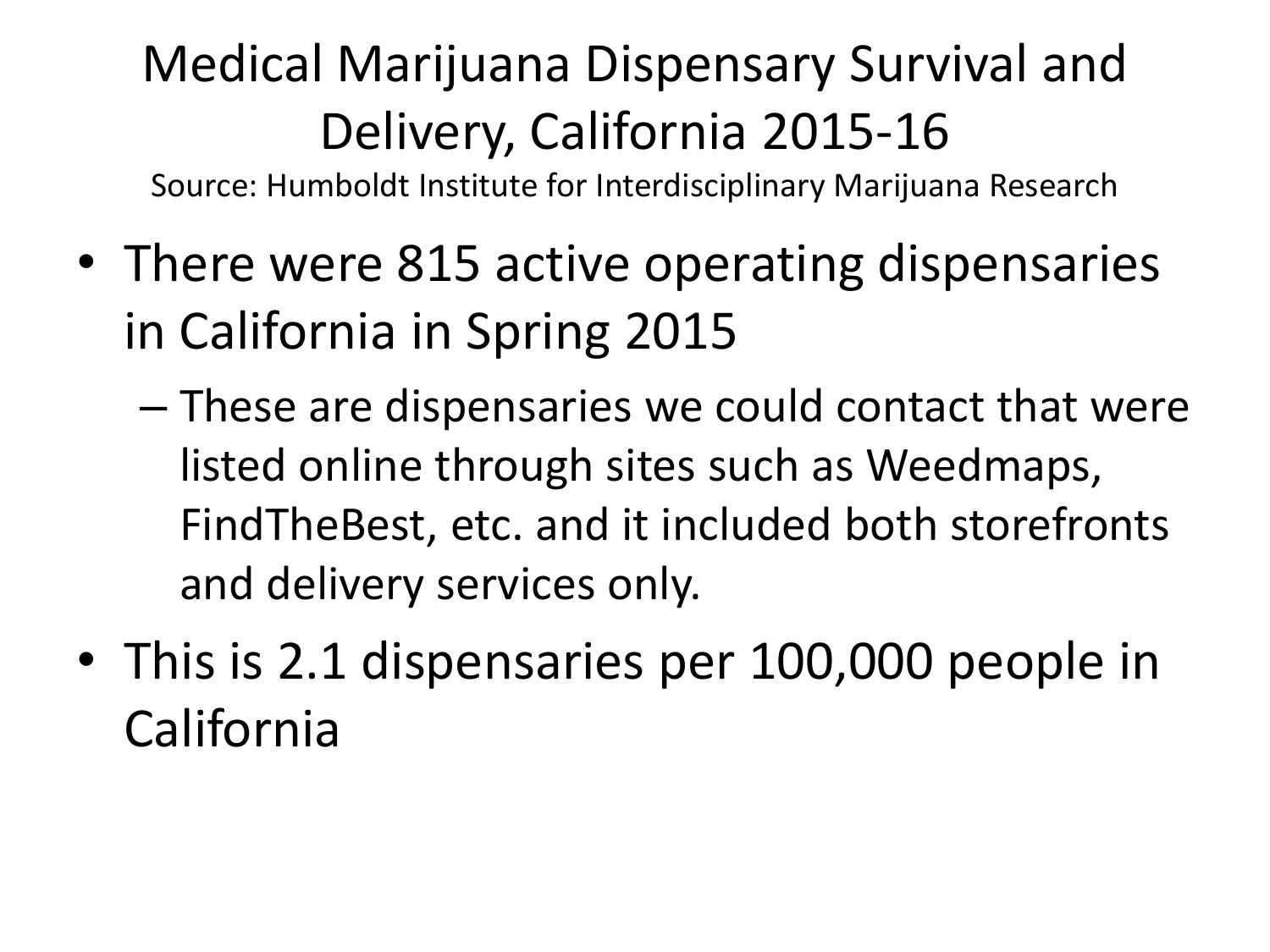# Medical Marijuana Dispensary Survival and Delivery, California 2015-16

Source: Humboldt Institute for Interdisciplinary Marijuana Research

- There were 815 active operating dispensaries in California in Spring 2015
  - These are dispensaries we could contact that were listed online through sites such as Weedmaps, FindTheBest, etc. and it included both storefronts and delivery services only.
- This is 2.1 dispensaries per 100,000 people in California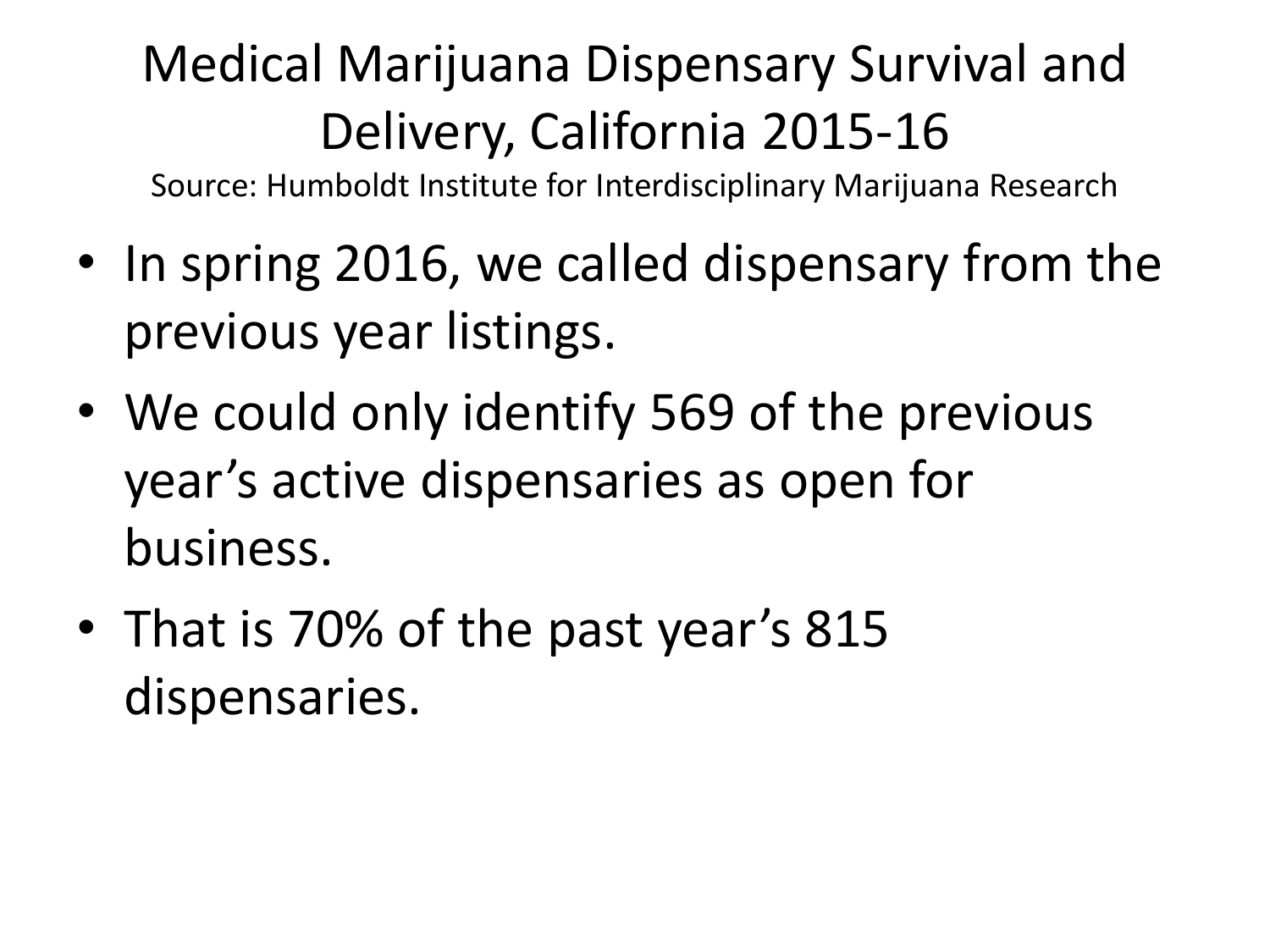# Medical Marijuana Dispensary Survival and Delivery, California 2015-16

Source: Humboldt Institute for Interdisciplinary Marijuana Research

- In spring 2016, we called dispensary from the previous year listings.
- We could only identify 569 of the previous year's active dispensaries as open for business.
- That is 70% of the past year's 815 dispensaries.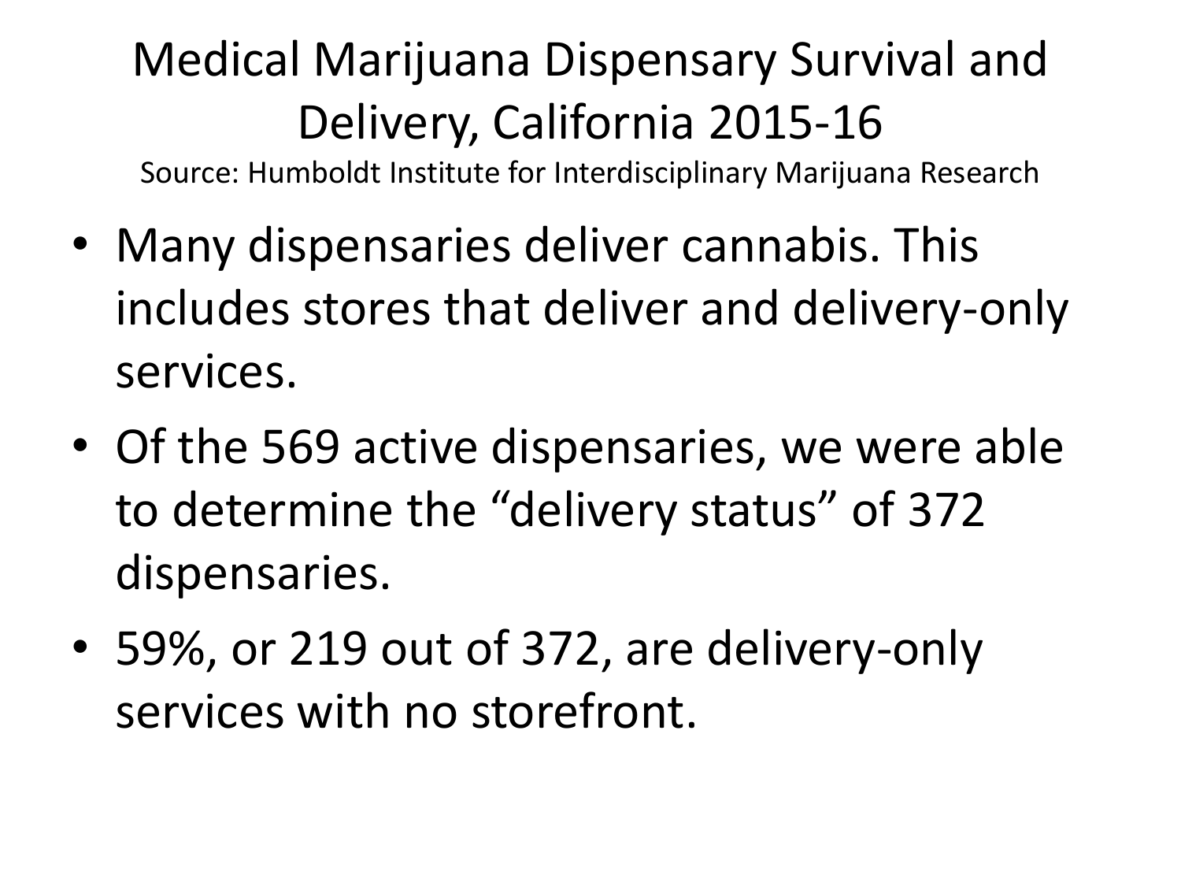# Medical Marijuana Dispensary Survival and Delivery, California 2015-16

Source: Humboldt Institute for Interdisciplinary Marijuana Research

- Many dispensaries deliver cannabis. This includes stores that deliver and delivery-only services.
- Of the 569 active dispensaries, we were able to determine the "delivery status" of 372 dispensaries.
- 59%, or 219 out of 372, are delivery-only services with no storefront.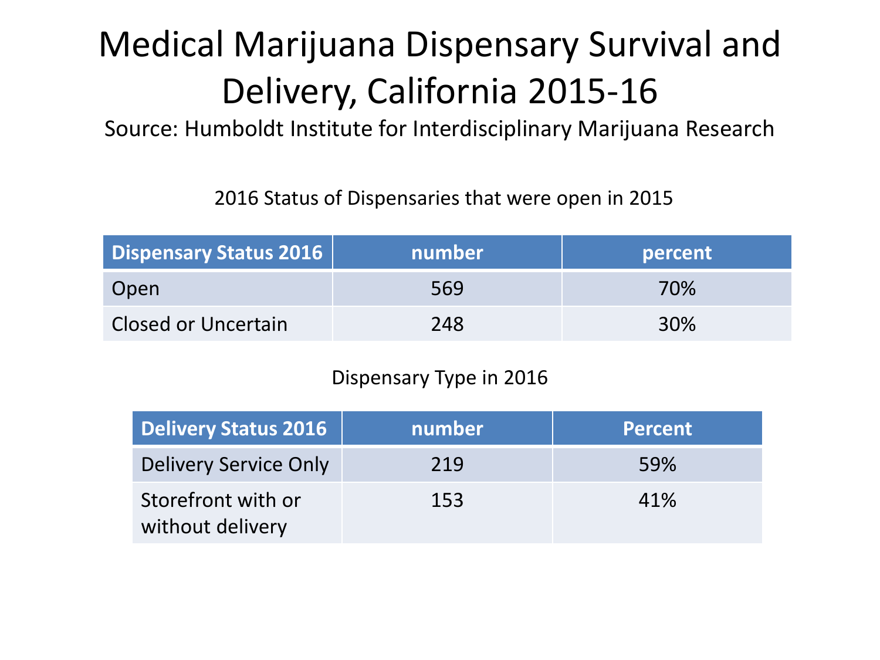# Medical Marijuana Dispensary Survival and Delivery, California 2015-16

Source: Humboldt Institute for Interdisciplinary Marijuana Research

2016 Status of Dispensaries that were open in 2015

| Dispensary Status 2016 | number | percent |
|---|---|---|
| Open | 569 | 70% |
| Closed or Uncertain | 248 | 30% |

Dispensary Type in 2016

| Delivery Status 2016 | number | Percent |
|---|---|---|
| Delivery Service Only | 219 | 59% |
| Storefront with or without delivery | 153 | 41% |